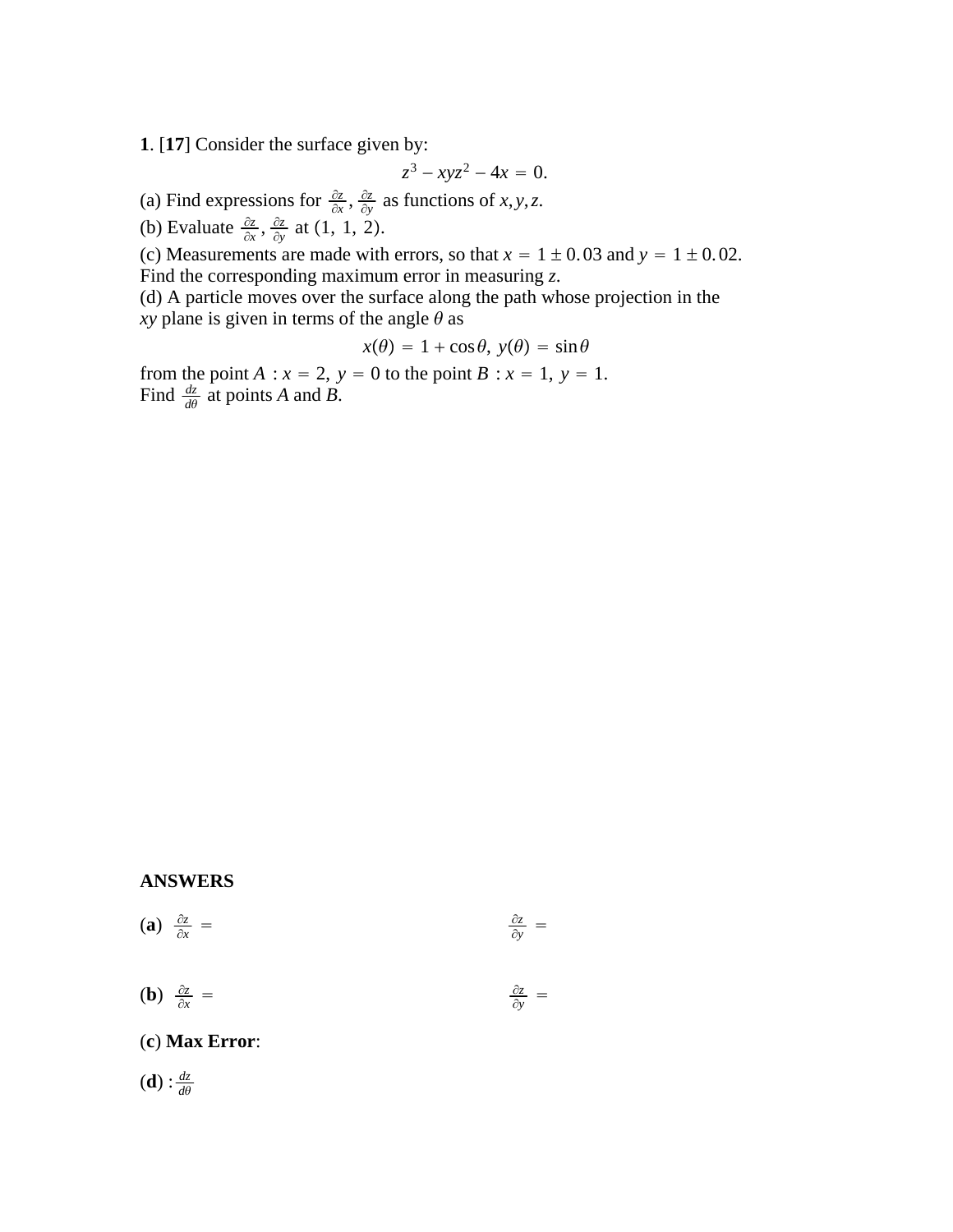**1**. [**17**] Consider the surface given by:

$$z^3 - xyz^2 - 4x = 0.$$

(a) Find expressions for $\frac{\partial z}{\partial x}, \frac{\partial z}{\partial y}$ as functions of $x, y, z$.
(b) Evaluate $\frac{\partial z}{\partial x}, \frac{\partial z}{\partial y}$ at $(1,\ 1,\ 2)$.
(c) Measurements are made with errors, so that $x = 1 \pm 0.03$ and $y = 1 \pm 0.02$. Find the corresponding maximum error in measuring $z$.
(d) A particle moves over the surface along the path whose projection in the $xy$ plane is given in terms of the angle $\theta$ as

$$x(\theta) = 1 + \cos\theta,\ y(\theta) = \sin\theta$$

from the point $A : x = 2,\ y = 0$ to the point $B : x = 1,\ y = 1$.
Find $\frac{dz}{d\theta}$ at points $A$ and $B$.

**ANSWERS**

**(a)** $\frac{\partial z}{\partial x} =$ $\frac{\partial z}{\partial y} =$

**(b)** $\frac{\partial z}{\partial x} =$ $\frac{\partial z}{\partial y} =$

(**c**) **Max Error**:

(**d**) : $\frac{dz}{d\theta}$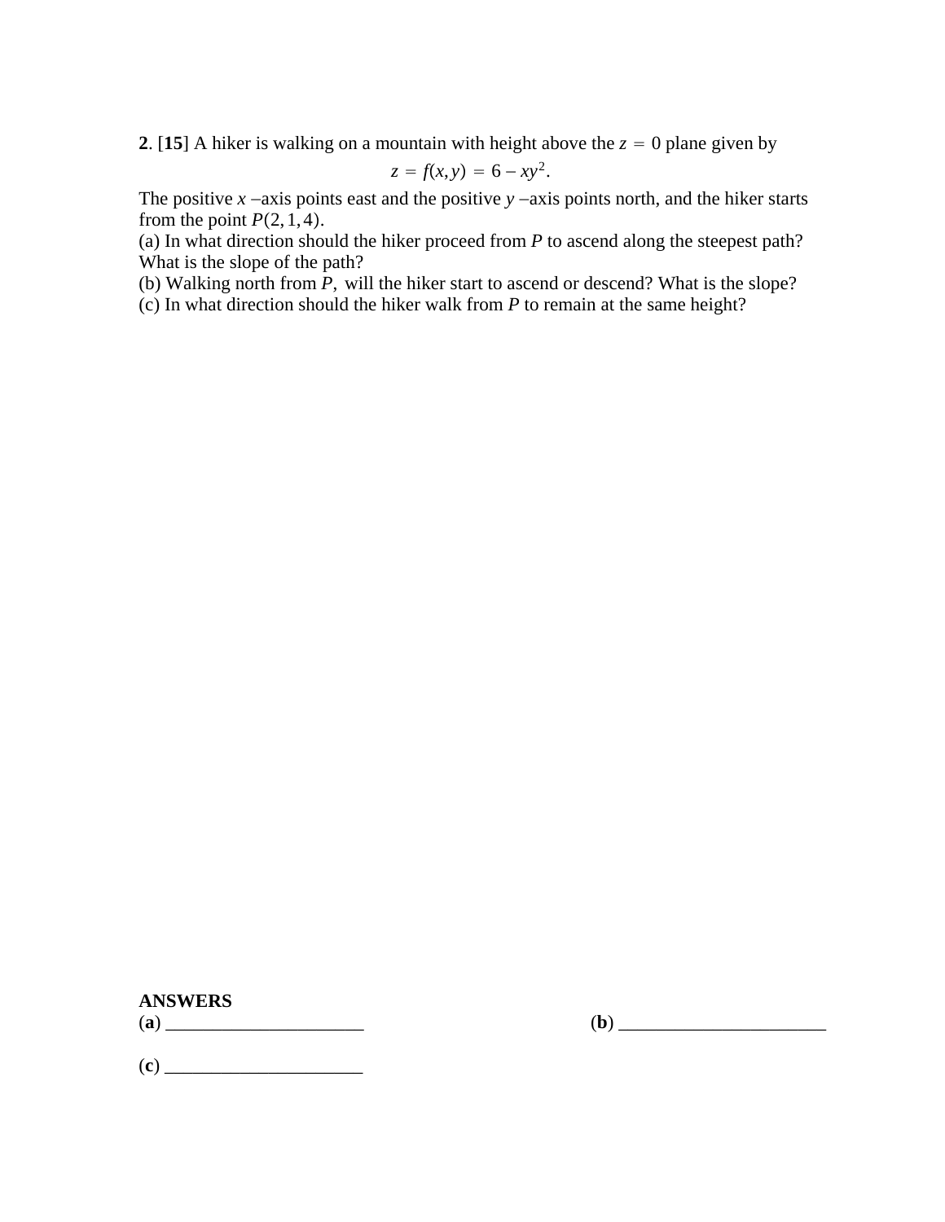**2**. [**15**] A hiker is walking on a mountain with height above the $z = 0$ plane given by

$$z = f(x,y) = 6 - xy^2.$$

The positive $x$ –axis points east and the positive $y$ –axis points north, and the hiker starts from the point $P(2,1,4)$.

(a) In what direction should the hiker proceed from $P$ to ascend along the steepest path? What is the slope of the path?

(b) Walking north from $P$, will the hiker start to ascend or descend? What is the slope?

(c) In what direction should the hiker walk from $P$ to remain at the same height?

**ANSWERS**

(**a**) ______________________ (**b**) ______________________

(**c**) ______________________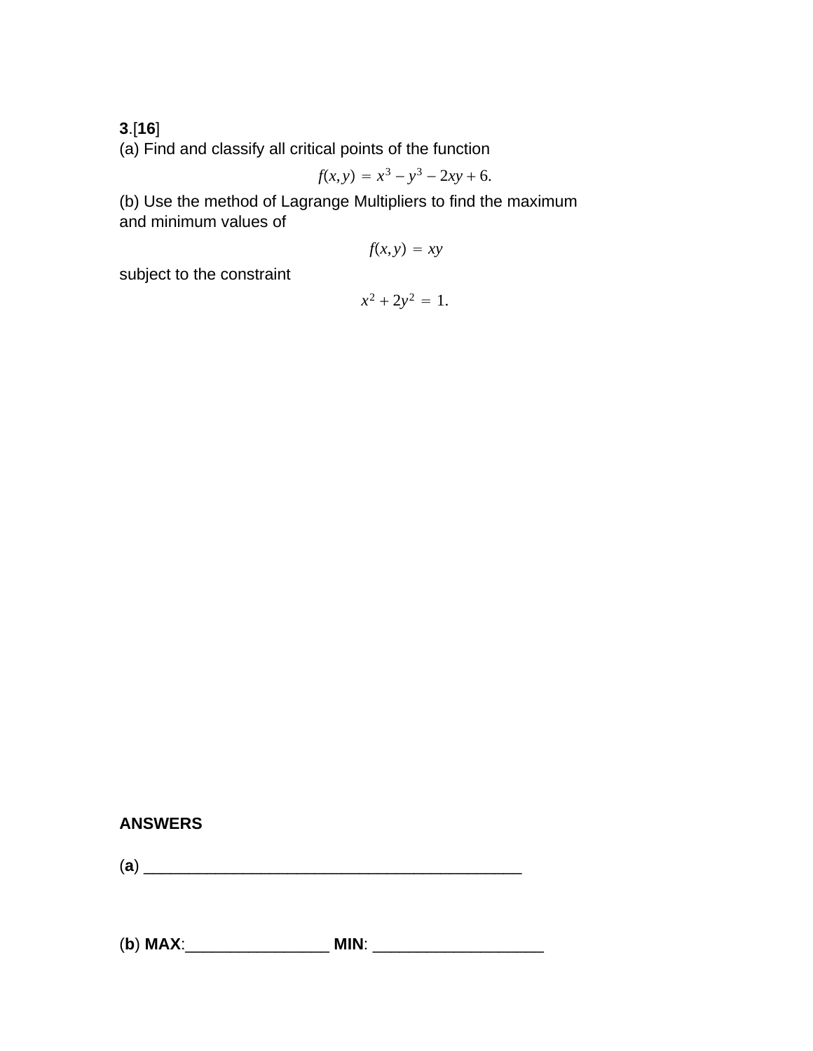**3**.[**16**]

(a) Find and classify all critical points of the function

$$f(x,y) = x^3 - y^3 - 2xy + 6.$$

(b) Use the method of Lagrange Multipliers to find the maximum and minimum values of

$$f(x,y) = xy$$

subject to the constraint

$$x^2 + 2y^2 = 1.$$

**ANSWERS**

(**a**) ___________________________________________

(**b**) **MAX**:________________ **MIN**: ___________________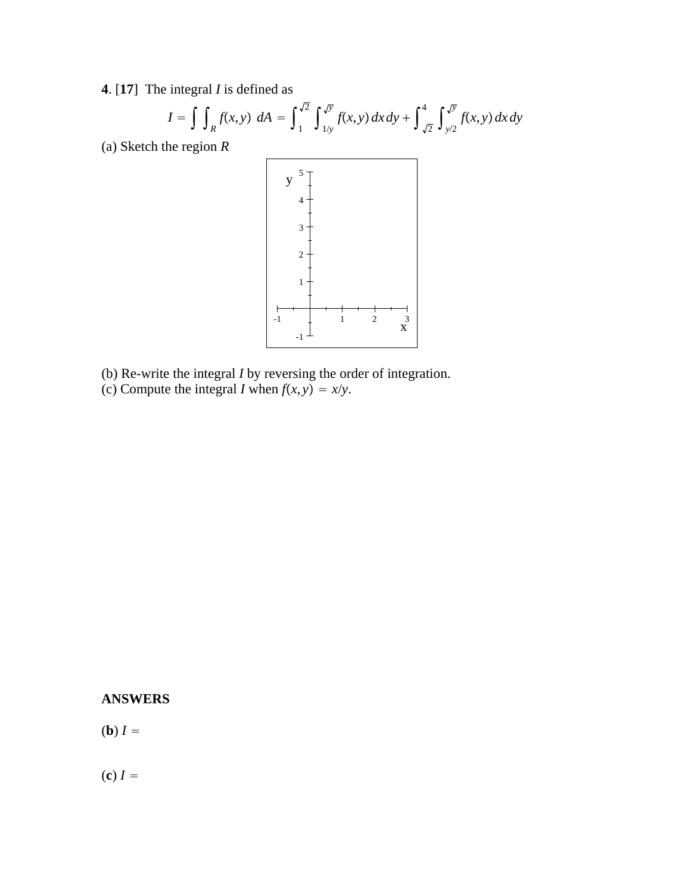**4**. [**17**] The integral $I$ is defined as

$$I = \int\int_R f(x,y)\ dA = \int_1^{\sqrt{2}} \int_{1/y}^{\sqrt{y}} f(x,y)\,dx\,dy + \int_{\sqrt{2}}^{4} \int_{y/2}^{\sqrt{y}} f(x,y)\,dx\,dy$$

(a) Sketch the region $R$

(b) Re-write the integral $I$ by reversing the order of integration.

(c) Compute the integral $I$ when $f(x,y) = x/y$.

**ANSWERS**

(**b**) $I =$

(**c**) $I =$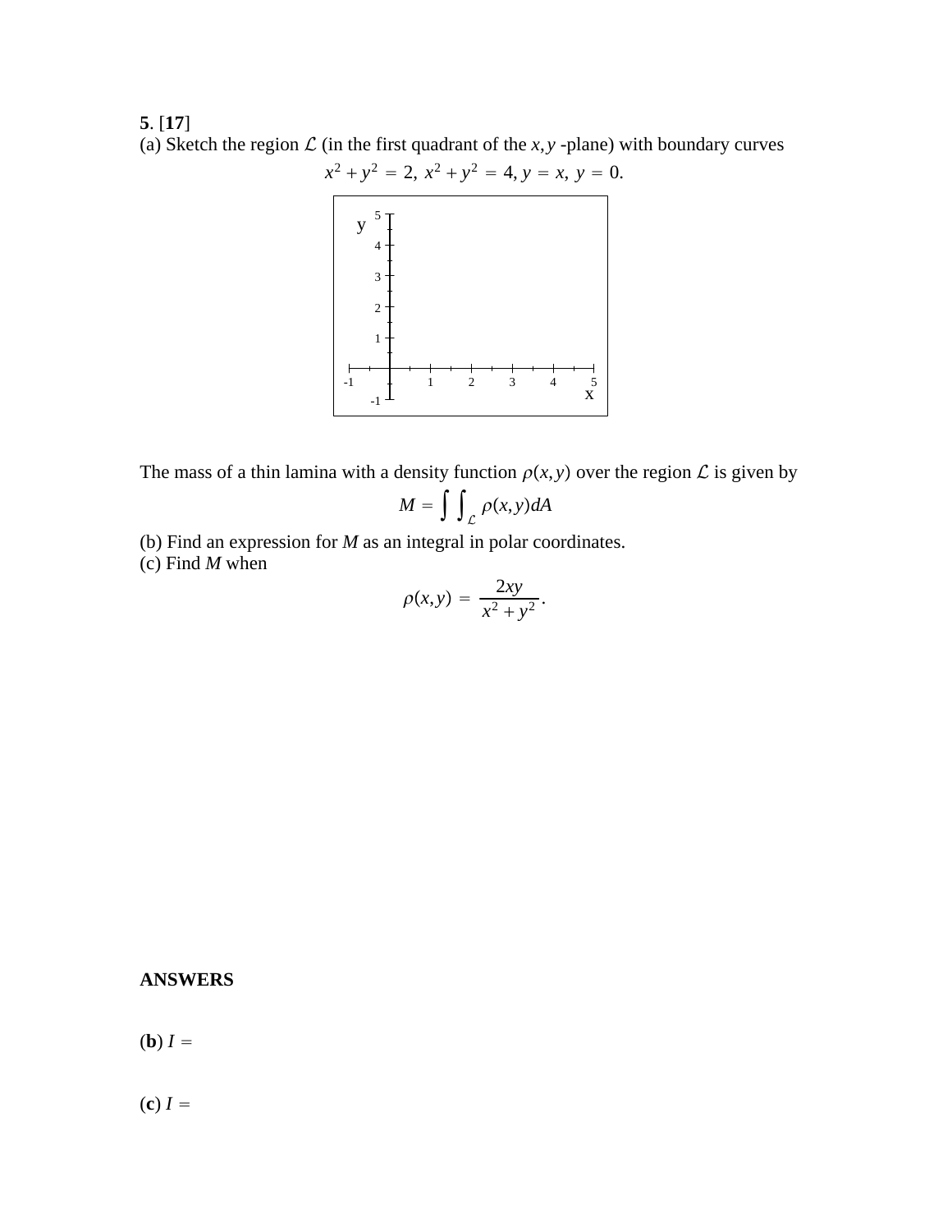**5**. [**17**]
(a) Sketch the region $\mathcal{L}$ (in the first quadrant of the $x,y$ -plane) with boundary curves

$$x^2 + y^2 = 2,\ x^2 + y^2 = 4,\ y = x,\ y = 0.$$

The mass of a thin lamina with a density function $\rho(x,y)$ over the region $\mathcal{L}$ is given by

$$M = \int\int_{\mathcal{L}} \rho(x,y) dA$$

(b) Find an expression for $M$ as an integral in polar coordinates.
(c) Find $M$ when

$$\rho(x,y) = \frac{2xy}{x^2 + y^2}.$$

**ANSWERS**

(**b**) $I =$

(**c**) $I =$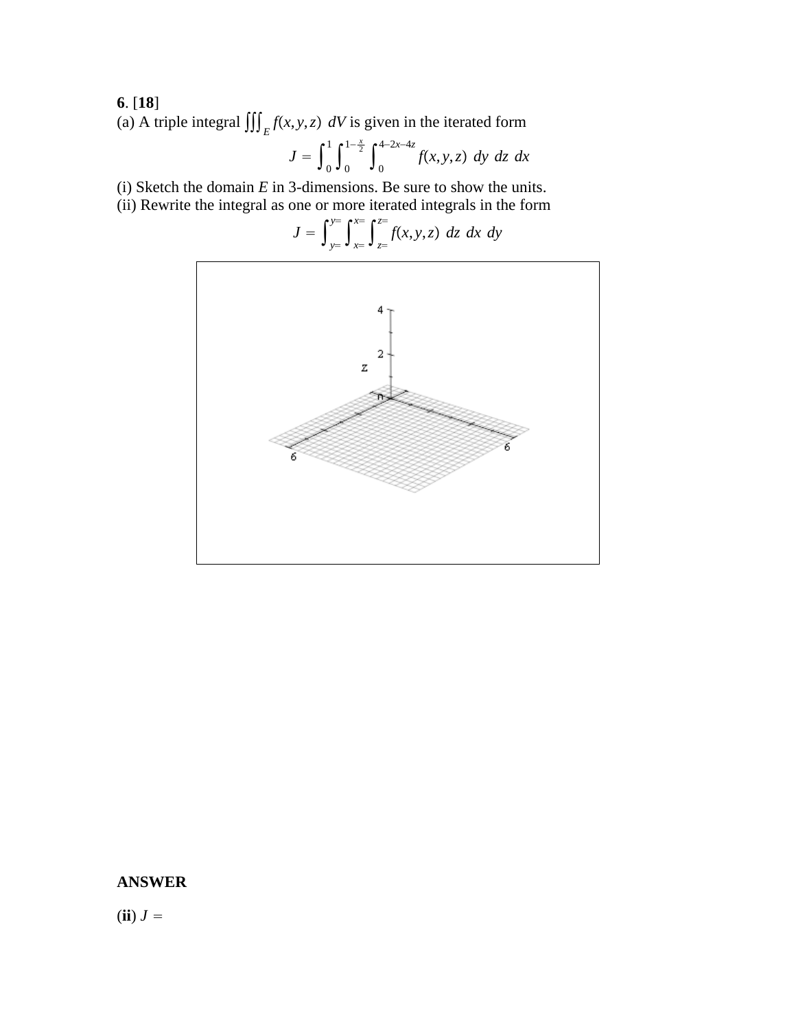**6**. [**18**]

(a) A triple integral $\iiint_E f(x,y,z)\ dV$ is given in the iterated form

$$J = \int_0^1 \int_0^{1-\frac{x}{2}} \int_0^{4-2x-4z} f(x,y,z)\ dy\ dz\ dx$$

(i) Sketch the domain $E$ in 3-dimensions. Be sure to show the units.

(ii) Rewrite the integral as one or more iterated integrals in the form

$$J = \int_{y=}^{y=} \int_{x=}^{x=} \int_{z=}^{z=} f(x,y,z)\ dz\ dx\ dy$$

**ANSWER**

(**ii**) $J =$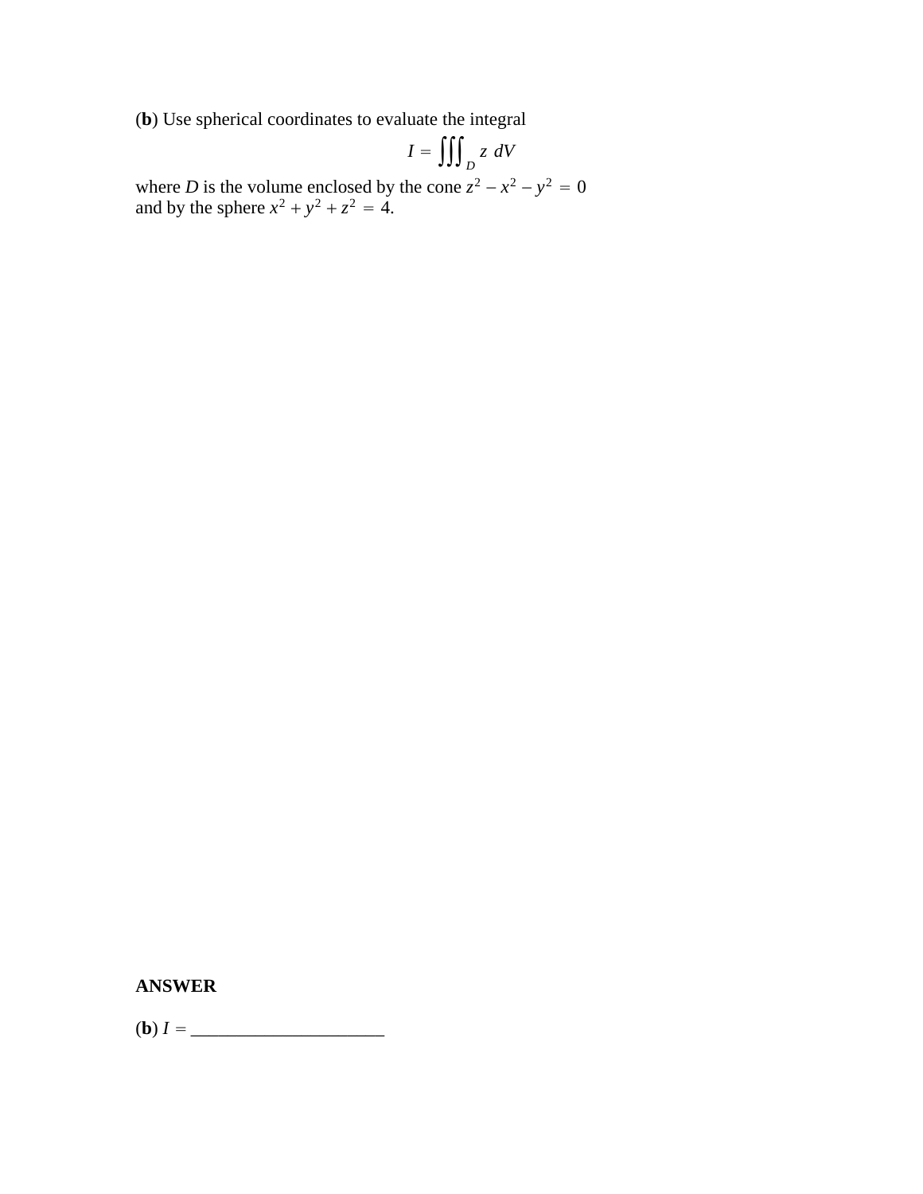(**b**) Use spherical coordinates to evaluate the integral

$$I = \iiint_D z \; dV$$

where $D$ is the volume enclosed by the cone $z^2 - x^2 - y^2 = 0$ and by the sphere $x^2 + y^2 + z^2 = 4$.

**ANSWER**

(**b**) $I =$ _____________________